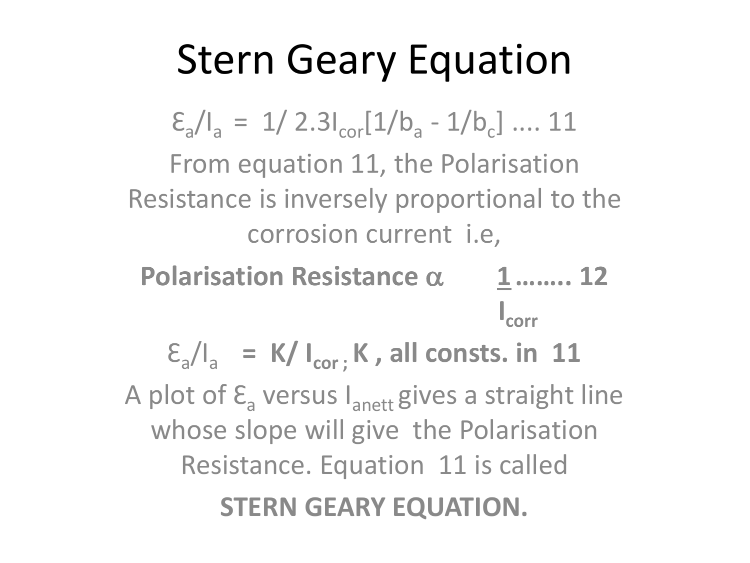# Stern Geary Equation

$\mathcal{E}_a/I_a = 1/\ 2.3I_{cor}[1/b_a - 1/b_c]$ .... 11

From equation 11, the Polarisation Resistance is inversely proportional to the corrosion current i.e,

**Polarisation Resistance $\alpha$ $\frac{1}{I_{corr}}$ …….. 12**

$\mathcal{E}_a/I_a$ **= K/ $I_{cor}$ ; K , all consts. in 11**

A plot of $\mathcal{E}_a$ versus $I_{anett}$ gives a straight line whose slope will give the Polarisation Resistance. Equation 11 is called

**STERN GEARY EQUATION.**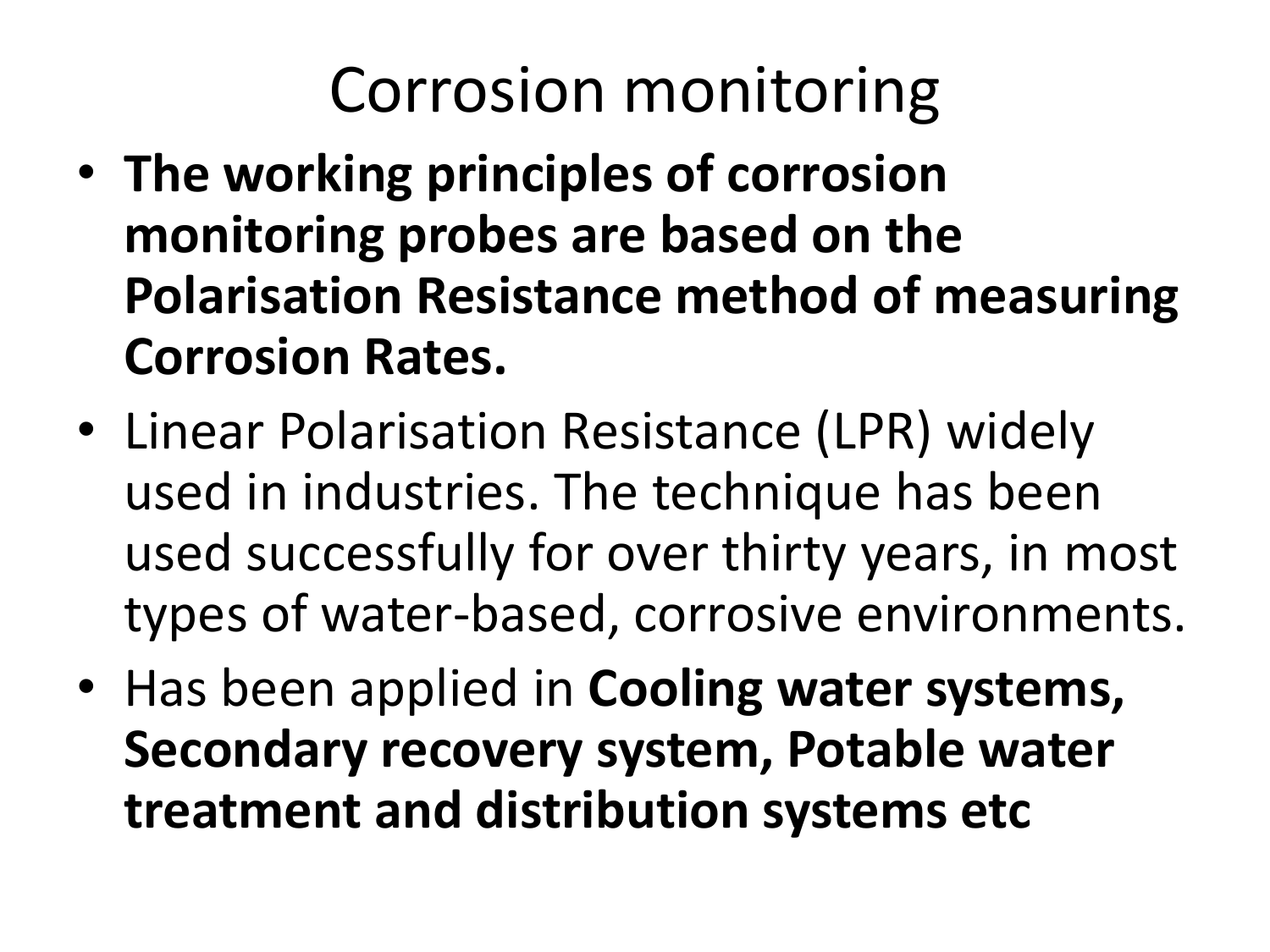# Corrosion monitoring

- **The working principles of corrosion monitoring probes are based on the Polarisation Resistance method of measuring Corrosion Rates.**
- Linear Polarisation Resistance (LPR) widely used in industries. The technique has been used successfully for over thirty years, in most types of water-based, corrosive environments.
- Has been applied in **Cooling water systems, Secondary recovery system, Potable water treatment and distribution systems etc**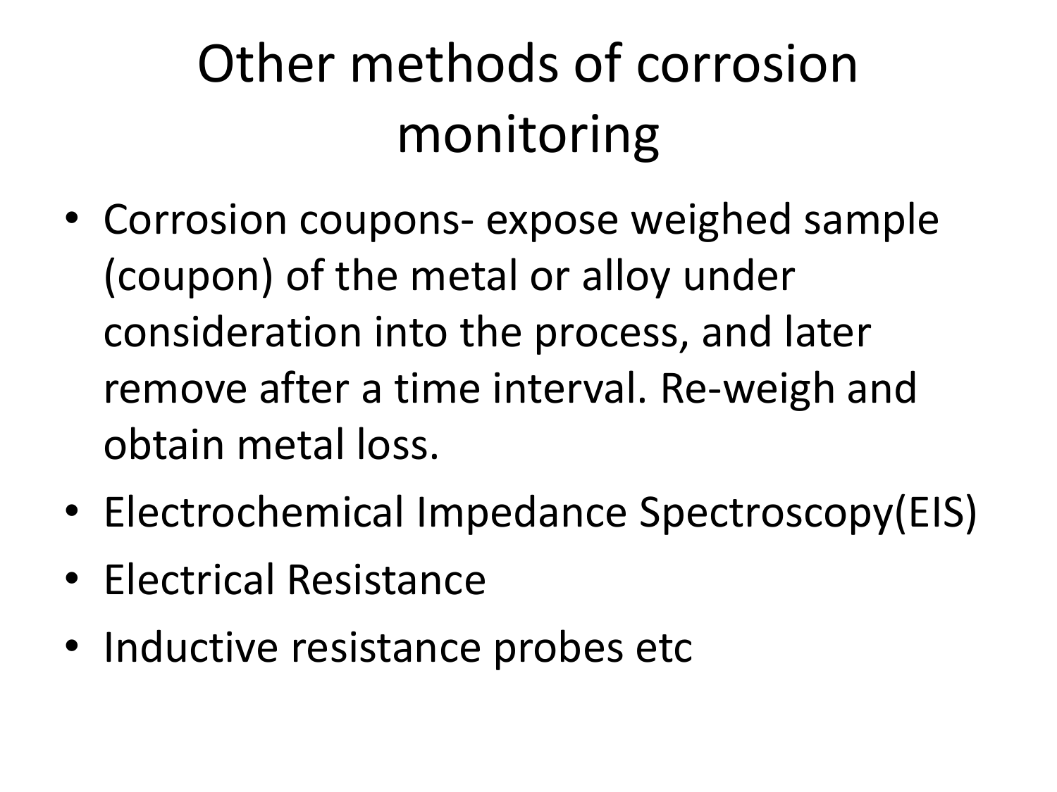# Other methods of corrosion monitoring

- Corrosion coupons- expose weighed sample (coupon) of the metal or alloy under consideration into the process, and later remove after a time interval. Re-weigh and obtain metal loss.
- Electrochemical Impedance Spectroscopy(EIS)
- Electrical Resistance
- Inductive resistance probes etc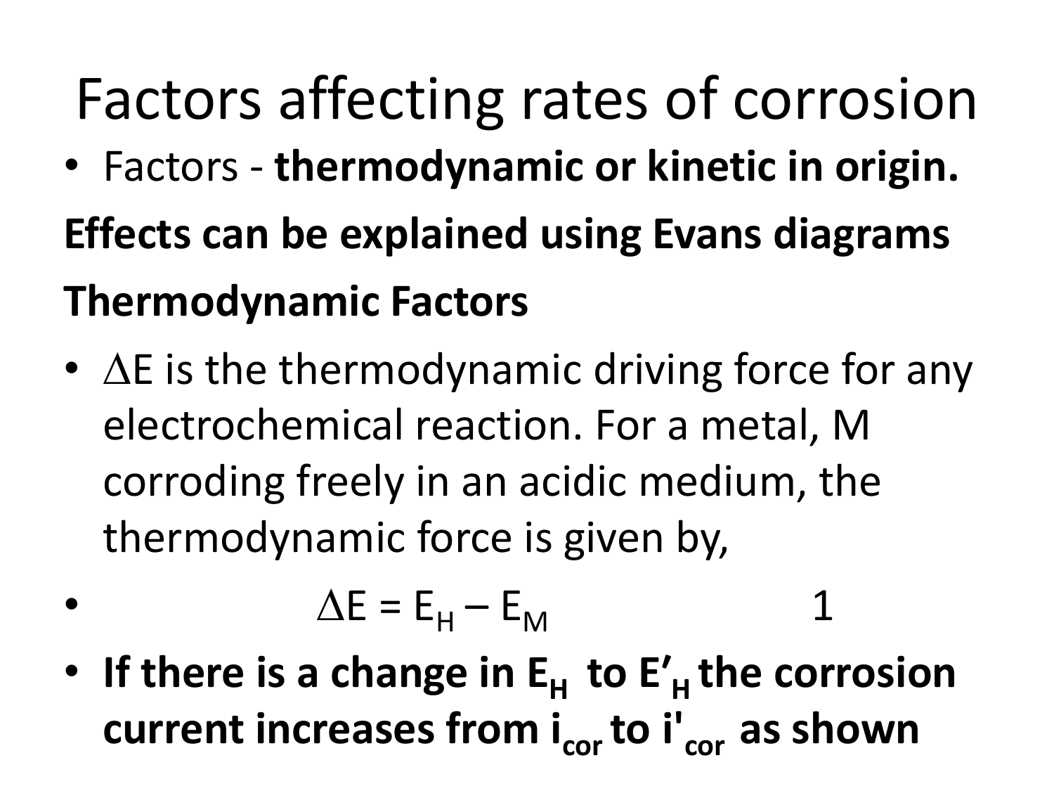# Factors affecting rates of corrosion

- Factors - **thermodynamic or kinetic in origin.**

**Effects can be explained using Evans diagrams**

**Thermodynamic Factors**

- $\Delta E$ is the thermodynamic driving force for any electrochemical reaction. For a metal, M corroding freely in an acidic medium, the thermodynamic force is given by,
- $$\Delta E = E_H - E_M \qquad 1$$
- **If there is a change in $E_H$ to $E'_H$ the corrosion current increases from $i_{cor}$ to $i'_{cor}$ as shown**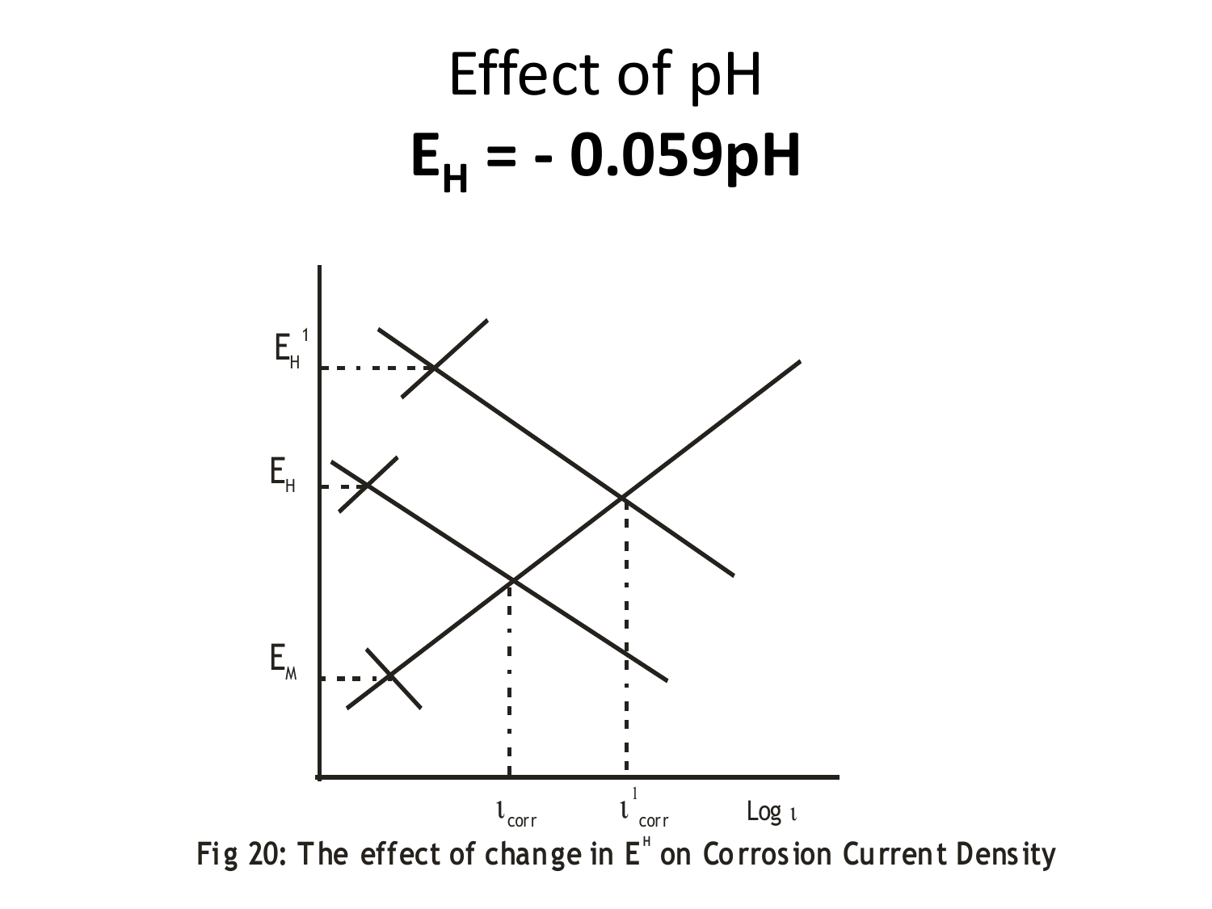# Effect of pH

$$E_H = -0.059pH$$

Fig 20: The effect of change in $E^H$ on Corrosion Current Density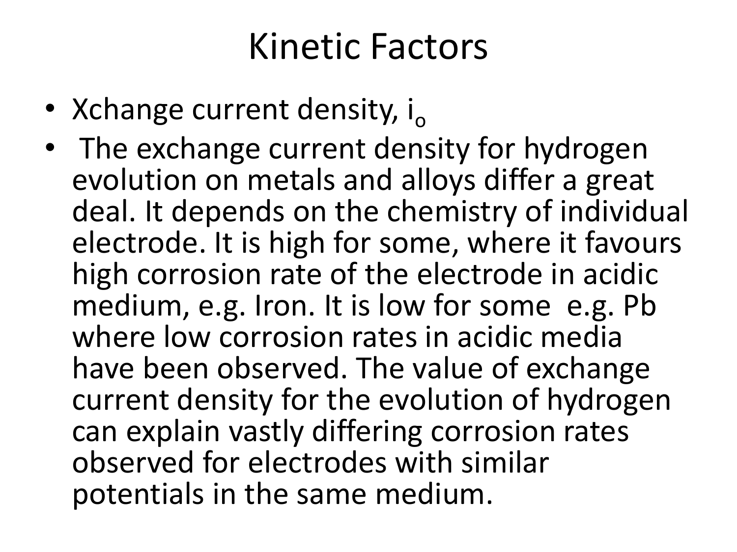# Kinetic Factors

- Xchange current density, $i_o$
- The exchange current density for hydrogen evolution on metals and alloys differ a great deal. It depends on the chemistry of individual electrode. It is high for some, where it favours high corrosion rate of the electrode in acidic medium, e.g. Iron. It is low for some e.g. Pb where low corrosion rates in acidic media have been observed. The value of exchange current density for the evolution of hydrogen can explain vastly differing corrosion rates observed for electrodes with similar potentials in the same medium.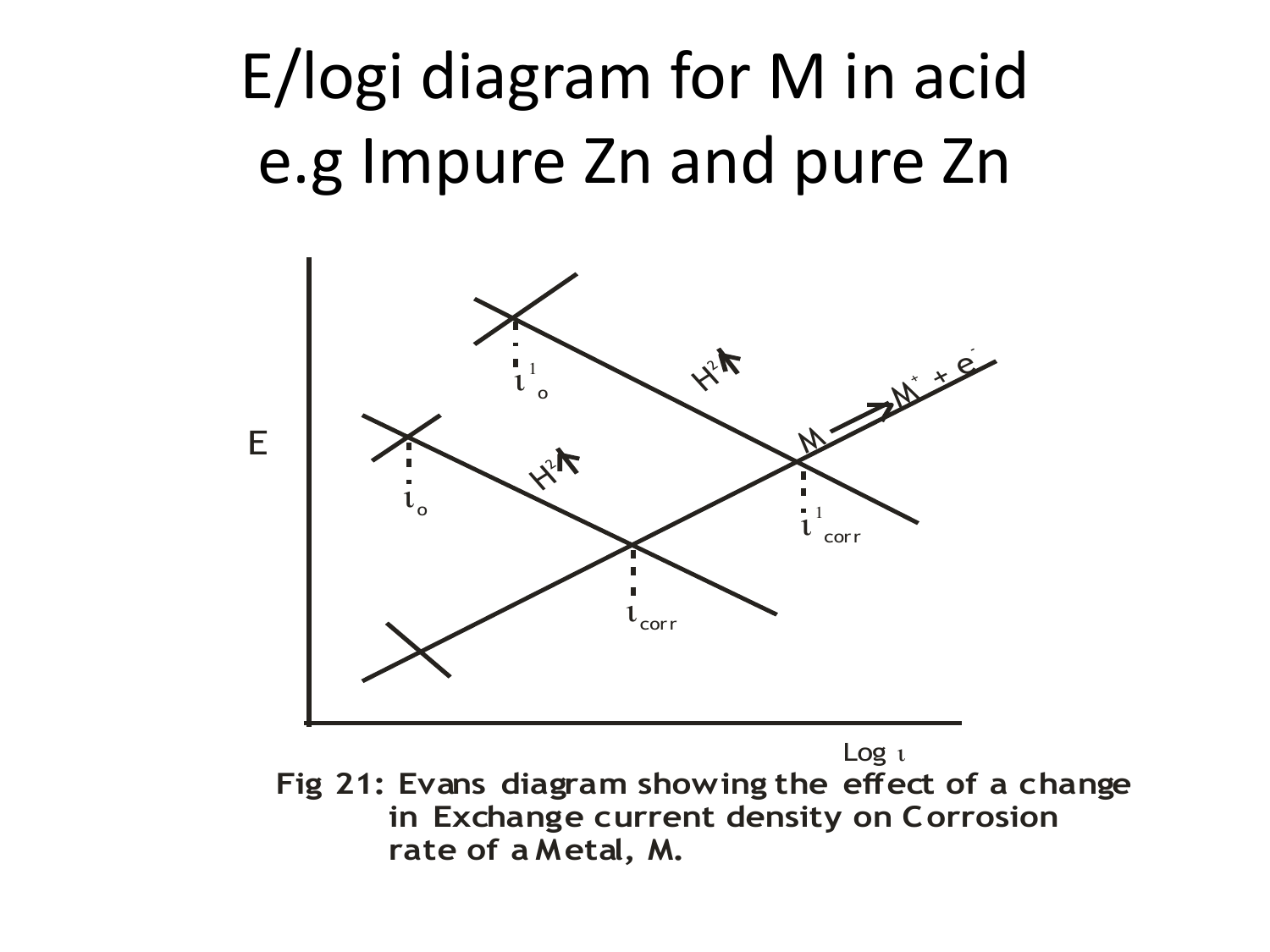# E/logi diagram for M in acid e.g Impure Zn and pure Zn

Fig 21: Evans diagram showing the effect of a change in Exchange current density on Corrosion rate of a Metal, M.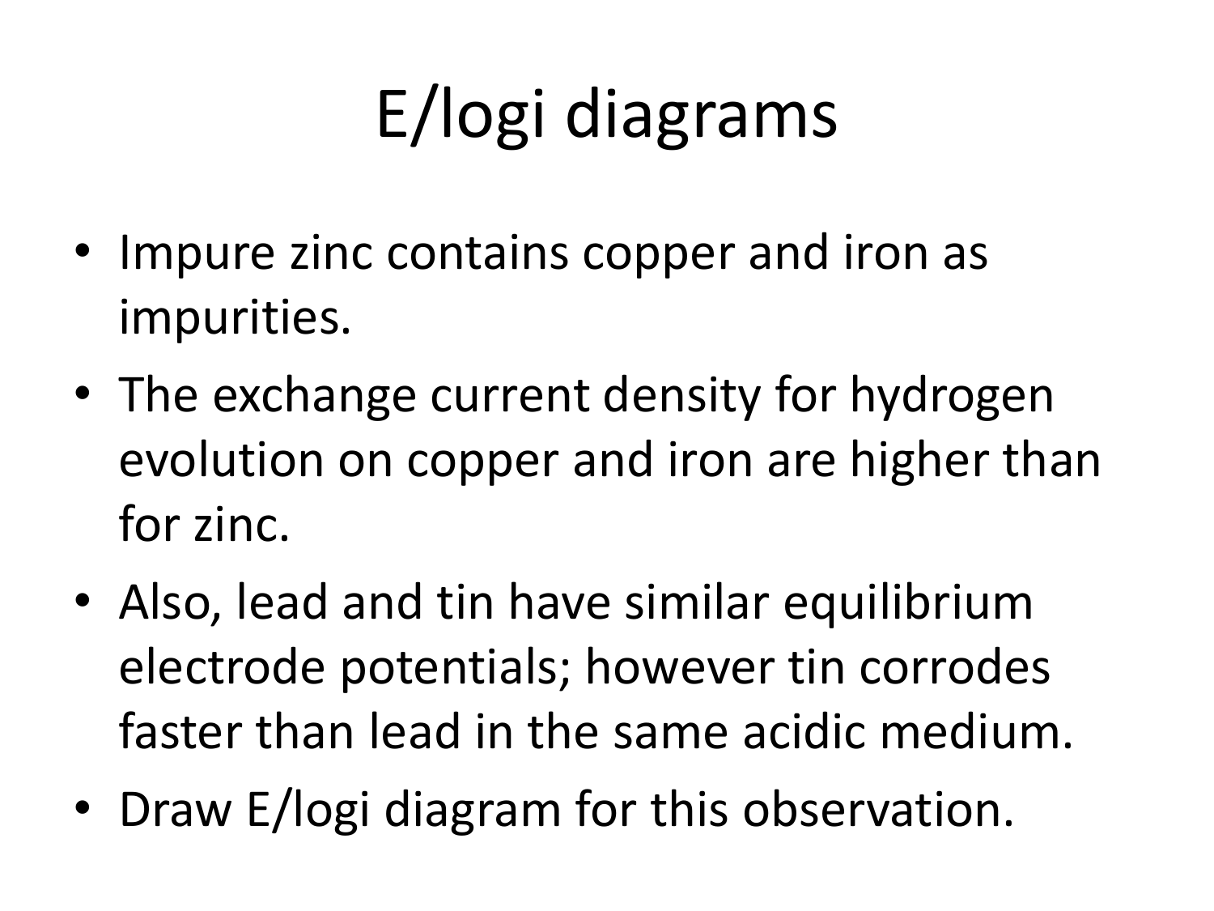# E/logi diagrams

- Impure zinc contains copper and iron as impurities.
- The exchange current density for hydrogen evolution on copper and iron are higher than for zinc.
- Also, lead and tin have similar equilibrium electrode potentials; however tin corrodes faster than lead in the same acidic medium.
- Draw E/logi diagram for this observation.